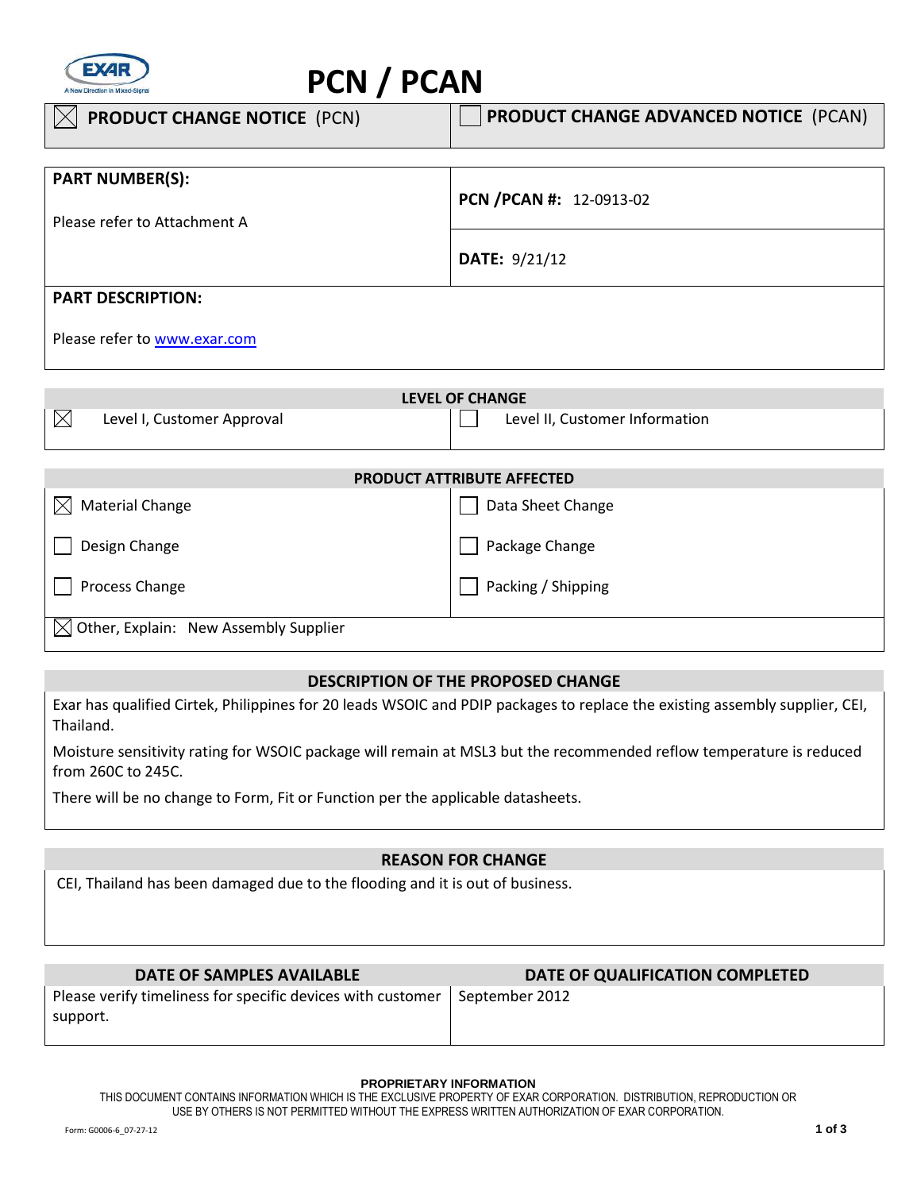# PCN / PCAN

| ☒ **PRODUCT CHANGE NOTICE** (PCN) | ☐ **PRODUCT CHANGE ADVANCED NOTICE** (PCAN) |
|---|---|

| **PART NUMBER(S):** | **PCN /PCAN #:** 12-0913-02 |
|---|---|
| Please refer to Attachment A | **DATE:** 9/21/12 |

**PART DESCRIPTION:**

Please refer to [www.exar.com](http://www.exar.com)

## LEVEL OF CHANGE

| | |
|---|---|
| ☒ Level I, Customer Approval | ☐ Level II, Customer Information |

## PRODUCT ATTRIBUTE AFFECTED

| | |
|---|---|
| ☒ Material Change | ☐ Data Sheet Change |
| ☐ Design Change | ☐ Package Change |
| ☐ Process Change | ☐ Packing / Shipping |

☒ Other, Explain: New Assembly Supplier

## DESCRIPTION OF THE PROPOSED CHANGE

Exar has qualified Cirtek, Philippines for 20 leads WSOIC and PDIP packages to replace the existing assembly supplier, CEI, Thailand.

Moisture sensitivity rating for WSOIC package will remain at MSL3 but the recommended reflow temperature is reduced from 260C to 245C.

There will be no change to Form, Fit or Function per the applicable datasheets.

## REASON FOR CHANGE

CEI, Thailand has been damaged due to the flooding and it is out of business.

| DATE OF SAMPLES AVAILABLE | DATE OF QUALIFICATION COMPLETED |
|---|---|
| Please verify timeliness for specific devices with customer support. | September 2012 |

**PROPRIETARY INFORMATION**

THIS DOCUMENT CONTAINS INFORMATION WHICH IS THE EXCLUSIVE PROPERTY OF EXAR CORPORATION. DISTRIBUTION, REPRODUCTION OR USE BY OTHERS IS NOT PERMITTED WITHOUT THE EXPRESS WRITTEN AUTHORIZATION OF EXAR CORPORATION.

Form: G0006-6_07-27-12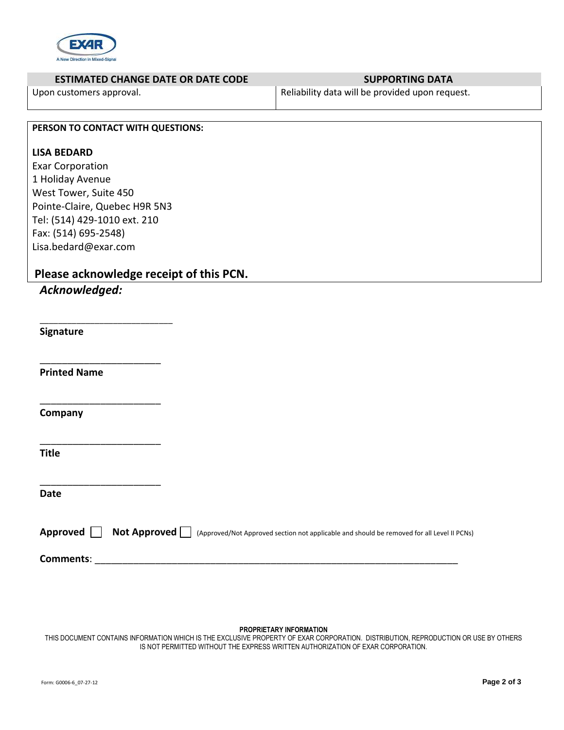| ESTIMATED CHANGE DATE OR DATE CODE | SUPPORTING DATA |
| --- | --- |
| Upon customers approval. | Reliability data will be provided upon request. |

**PERSON TO CONTACT WITH QUESTIONS:**

**LISA BEDARD**
Exar Corporation
1 Holiday Avenue
West Tower, Suite 450
Pointe-Claire, Quebec H9R 5N3
Tel: (514) 429-1010 ext. 210
Fax: (514) 695-2548)
Lisa.bedard@exar.com

## Please acknowledge receipt of this PCN.

***Acknowledged:***

\_\_\_\_\_\_\_\_\_\_\_\_\_\_\_\_\_\_\_\_\_\_\_\_
**Signature**

\_\_\_\_\_\_\_\_\_\_\_\_\_\_\_\_\_\_\_\_\_\_\_\_
**Printed Name**

\_\_\_\_\_\_\_\_\_\_\_\_\_\_\_\_\_\_\_\_\_\_\_\_
**Company**

\_\_\_\_\_\_\_\_\_\_\_\_\_\_\_\_\_\_\_\_\_\_\_\_
**Title**

\_\_\_\_\_\_\_\_\_\_\_\_\_\_\_\_\_\_\_\_\_\_\_\_
**Date**

**Approved** ☐ **Not Approved** ☐ (Approved/Not Approved section not applicable and should be removed for all Level II PCNs)

**Comments**: \_\_\_\_\_\_\_\_\_\_\_\_\_\_\_\_\_\_\_\_\_\_\_\_\_\_\_\_\_\_\_\_\_\_\_\_\_\_\_\_\_\_\_\_\_\_\_\_\_\_\_\_\_\_\_\_\_\_\_\_\_\_\_\_\_\_\_\_

**PROPRIETARY INFORMATION**
THIS DOCUMENT CONTAINS INFORMATION WHICH IS THE EXCLUSIVE PROPERTY OF EXAR CORPORATION. DISTRIBUTION, REPRODUCTION OR USE BY OTHERS IS NOT PERMITTED WITHOUT THE EXPRESS WRITTEN AUTHORIZATION OF EXAR CORPORATION.

Form: G0006-6_07-27-12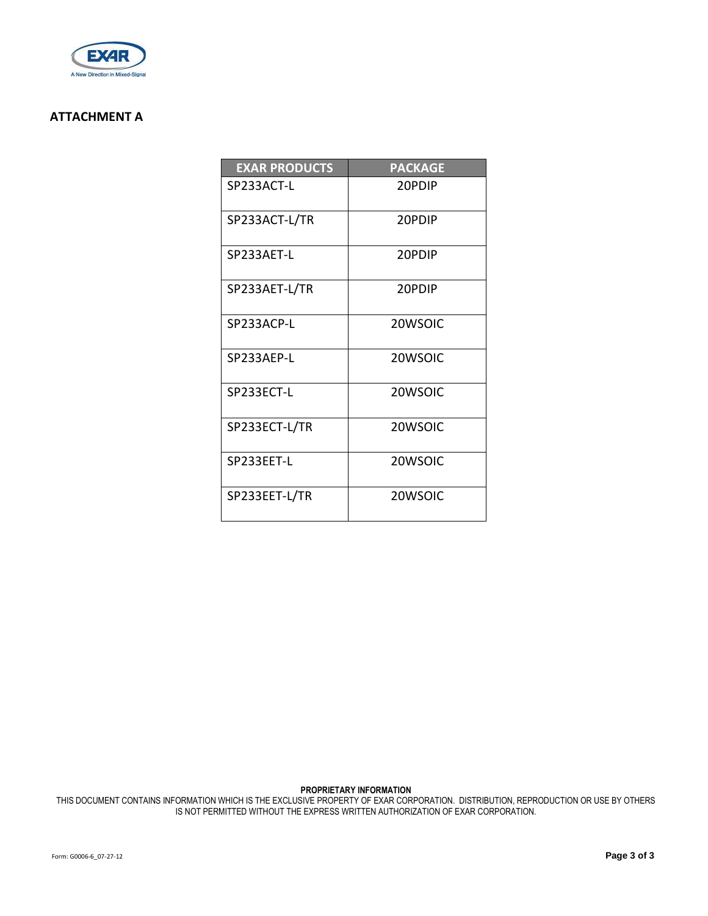## ATTACHMENT A

| EXAR PRODUCTS | PACKAGE |
|---|---|
| SP233ACT-L | 20PDIP |
| SP233ACT-L/TR | 20PDIP |
| SP233AET-L | 20PDIP |
| SP233AET-L/TR | 20PDIP |
| SP233ACP-L | 20WSOIC |
| SP233AEP-L | 20WSOIC |
| SP233ECT-L | 20WSOIC |
| SP233ECT-L/TR | 20WSOIC |
| SP233EET-L | 20WSOIC |
| SP233EET-L/TR | 20WSOIC |

**PROPRIETARY INFORMATION**

THIS DOCUMENT CONTAINS INFORMATION WHICH IS THE EXCLUSIVE PROPERTY OF EXAR CORPORATION. DISTRIBUTION, REPRODUCTION OR USE BY OTHERS IS NOT PERMITTED WITHOUT THE EXPRESS WRITTEN AUTHORIZATION OF EXAR CORPORATION.

Form: G0006-6_07-27-12